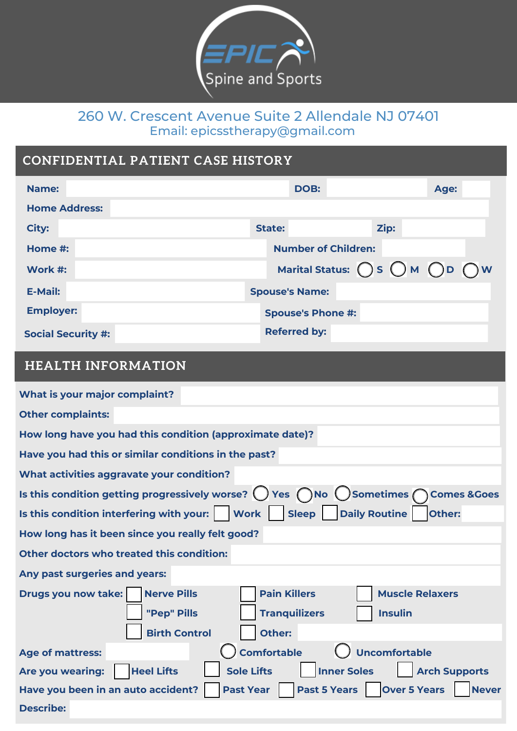EPIC Spine and Sports

260 W. Crescent Avenue Suite 2 Allendale NJ 07401
Email: epicsstherapy@gmail.com

## CONFIDENTIAL PATIENT CASE HISTORY

**Name:** ______ **DOB:** ______ **Age:** ______

**Home Address:** ______

**City:** ______ **State:** ______ **Zip:** ______

**Home #:** ______ **Number of Children:** ______

**Work #:** ______ **Marital Status:** ○ S ○ M ○ D ○ W

**E-Mail:** ______ **Spouse's Name:** ______

**Employer:** ______ **Spouse's Phone #:** ______

**Social Security #:** ______ **Referred by:** ______

## HEALTH INFORMATION

**What is your major complaint?** ______

**Other complaints:** ______

**How long have you had this condition (approximate date)?** ______

**Have you had this or similar conditions in the past?** ______

**What activities aggravate your condition?** ______

**Is this condition getting progressively worse?** ○ Yes ○ No ○ Sometimes ○ Comes &Goes

**Is this condition interfering with your:** ☐ Work ☐ Sleep ☐ Daily Routine ☐ Other: ______

**How long has it been since you really felt good?** ______

**Other doctors who treated this condition:** ______

**Any past surgeries and years:** ______

**Drugs you now take:**
- ☐ Nerve Pills
- ☐ Pain Killers
- ☐ Muscle Relaxers
- ☐ "Pep" Pills
- ☐ Tranquilizers
- ☐ Insulin
- ☐ Birth Control
- ☐ Other: ______

**Age of mattress:** ______ ○ Comfortable ○ Uncomfortable

**Are you wearing:** ☐ Heel Lifts ☐ Sole Lifts ☐ Inner Soles ☐ Arch Supports

**Have you been in an auto accident?** ☐ Past Year ☐ Past 5 Years ☐ Over 5 Years ☐ Never

**Describe:** ______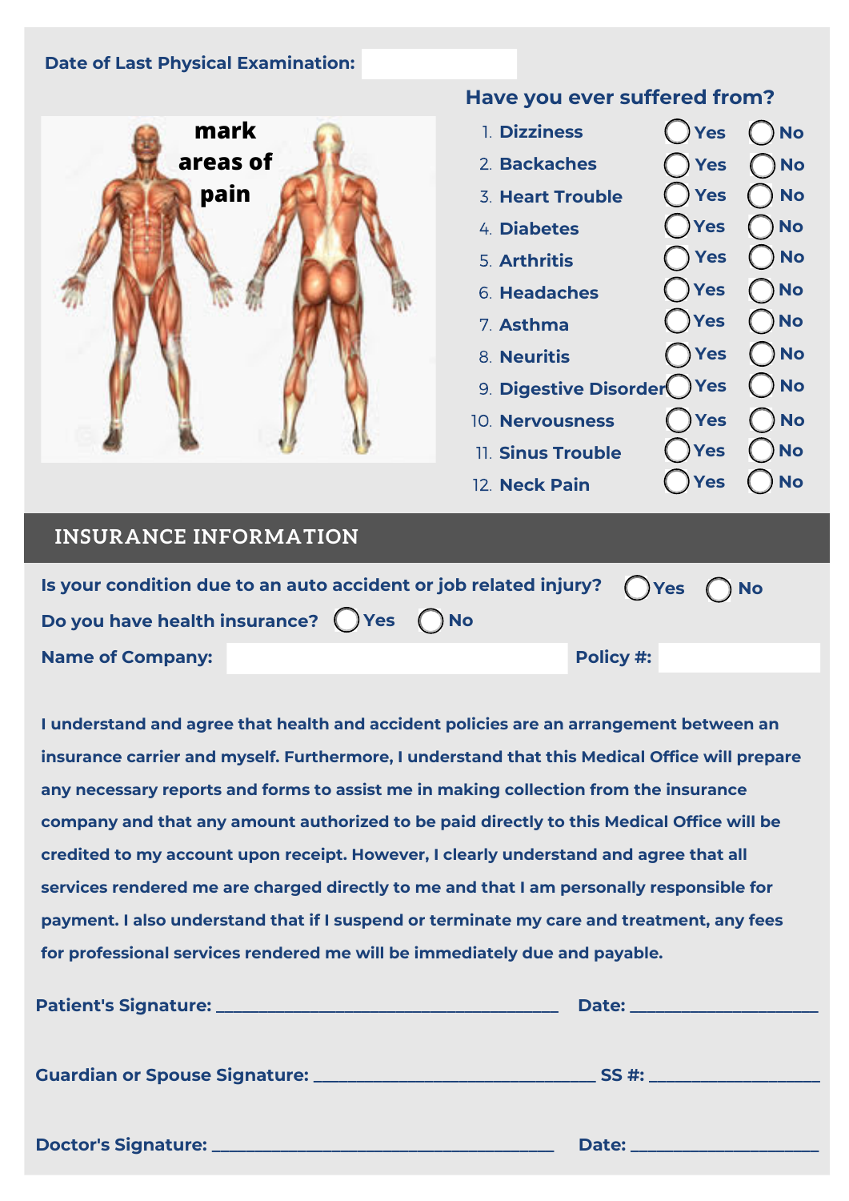**Date of Last Physical Examination:** 

**mark areas of pain**

## Have you ever suffered from?

1. **Dizziness** ◯ Yes ◯ No
2. **Backaches** ◯ Yes ◯ No
3. **Heart Trouble** ◯ Yes ◯ No
4. **Diabetes** ◯ Yes ◯ No
5. **Arthritis** ◯ Yes ◯ No
6. **Headaches** ◯ Yes ◯ No
7. **Asthma** ◯ Yes ◯ No
8. **Neuritis** ◯ Yes ◯ No
9. **Digestive Disorder** ◯ Yes ◯ No
10. **Nervousness** ◯ Yes ◯ No
11. **Sinus Trouble** ◯ Yes ◯ No
12. **Neck Pain** ◯ Yes ◯ No

## INSURANCE INFORMATION

**Is your condition due to an auto accident or job related injury?** ◯ Yes ◯ No

**Do you have health insurance?** ◯ Yes ◯ No

**Name of Company:** **Policy #:** 

**I understand and agree that health and accident policies are an arrangement between an insurance carrier and myself. Furthermore, I understand that this Medical Office will prepare any necessary reports and forms to assist me in making collection from the insurance company and that any amount authorized to be paid directly to this Medical Office will be credited to my account upon receipt. However, I clearly understand and agree that all services rendered me are charged directly to me and that I am personally responsible for payment. I also understand that if I suspend or terminate my care and treatment, any fees for professional services rendered me will be immediately due and payable.**

**Patient's Signature:** ______________________________ **Date:** ______________

**Guardian or Spouse Signature:** ______________________ **SS #:** ______________

**Doctor's Signature:** ______________________________ **Date:** ______________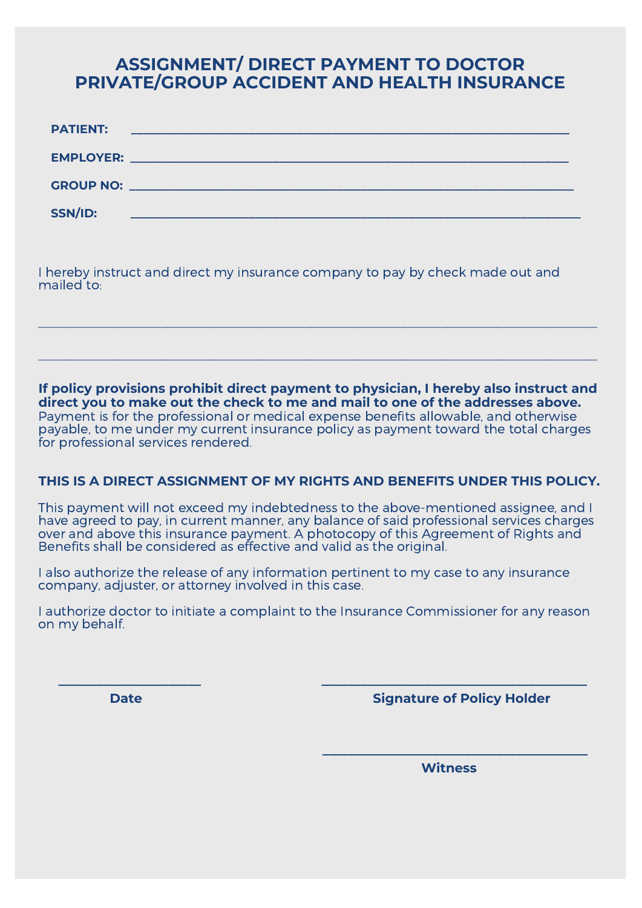# ASSIGNMENT/ DIRECT PAYMENT TO DOCTOR PRIVATE/GROUP ACCIDENT AND HEALTH INSURANCE

**PATIENT:** ____________________________________________

**EMPLOYER:** ____________________________________________

**GROUP NO:** ____________________________________________

**SSN/ID:** ____________________________________________

I hereby instruct and direct my insurance company to pay by check made out and mailed to:

____________________________________________

____________________________________________

**If policy provisions prohibit direct payment to physician, I hereby also instruct and direct you to make out the check to me and mail to one of the addresses above.** Payment is for the professional or medical expense benefits allowable, and otherwise payable, to me under my current insurance policy as payment toward the total charges for professional services rendered.

**THIS IS A DIRECT ASSIGNMENT OF MY RIGHTS AND BENEFITS UNDER THIS POLICY.**

This payment will not exceed my indebtedness to the above-mentioned assignee, and I have agreed to pay, in current manner, any balance of said professional services charges over and above this insurance payment. A photocopy of this Agreement of Rights and Benefits shall be considered as effective and valid as the original.

I also authorize the release of any information pertinent to my case to any insurance company, adjuster, or attorney involved in this case.

I authorize doctor to initiate a complaint to the Insurance Commissioner for any reason on my behalf.

____________________ ____________________________________

**Date** **Signature of Policy Holder**

____________________________________

**Witness**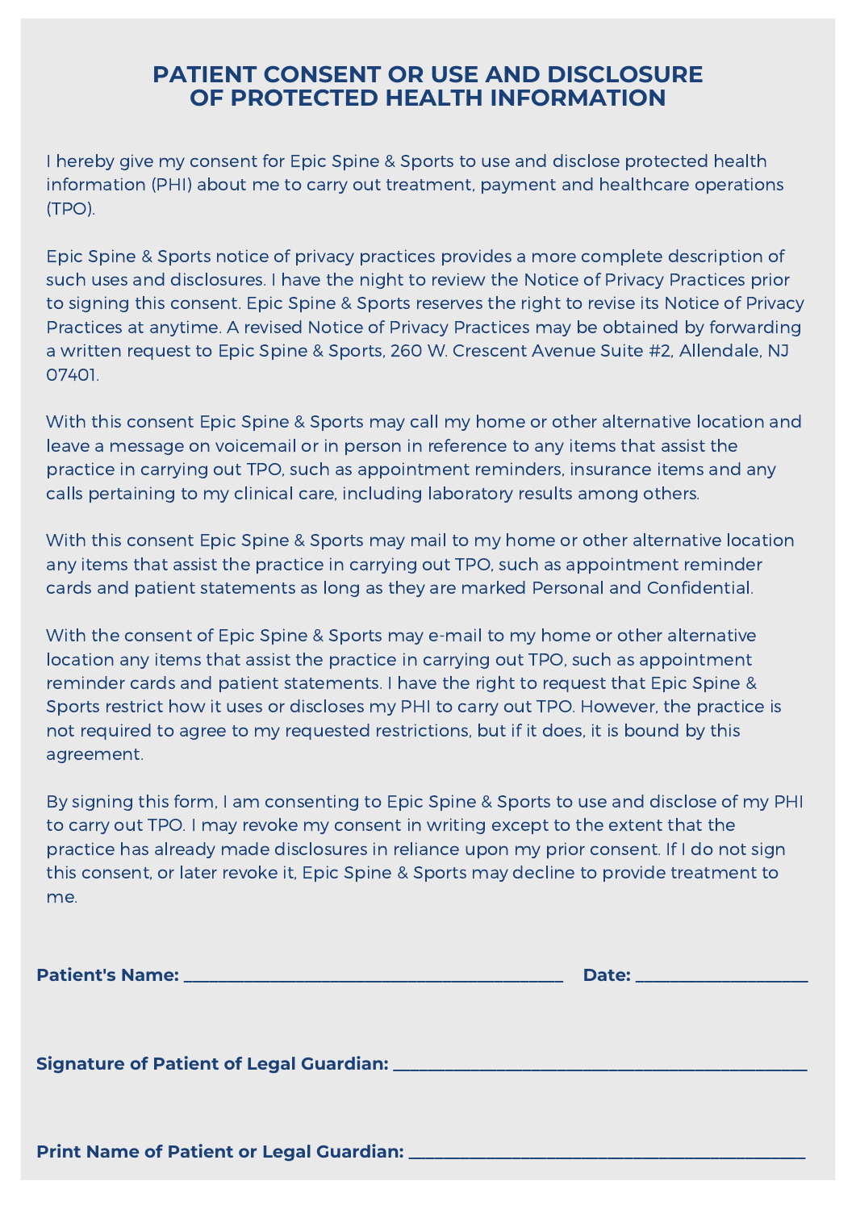# PATIENT CONSENT OR USE AND DISCLOSURE OF PROTECTED HEALTH INFORMATION

I hereby give my consent for Epic Spine & Sports to use and disclose protected health information (PHI) about me to carry out treatment, payment and healthcare operations (TPO).

Epic Spine & Sports notice of privacy practices provides a more complete description of such uses and disclosures. I have the night to review the Notice of Privacy Practices prior to signing this consent. Epic Spine & Sports reserves the right to revise its Notice of Privacy Practices at anytime. A revised Notice of Privacy Practices may be obtained by forwarding a written request to Epic Spine & Sports, 260 W. Crescent Avenue Suite #2, Allendale, NJ 07401.

With this consent Epic Spine & Sports may call my home or other alternative location and leave a message on voicemail or in person in reference to any items that assist the practice in carrying out TPO, such as appointment reminders, insurance items and any calls pertaining to my clinical care, including laboratory results among others.

With this consent Epic Spine & Sports may mail to my home or other alternative location any items that assist the practice in carrying out TPO, such as appointment reminder cards and patient statements as long as they are marked Personal and Confidential.

With the consent of Epic Spine & Sports may e-mail to my home or other alternative location any items that assist the practice in carrying out TPO, such as appointment reminder cards and patient statements. I have the right to request that Epic Spine & Sports restrict how it uses or discloses my PHI to carry out TPO. However, the practice is not required to agree to my requested restrictions, but if it does, it is bound by this agreement.

By signing this form, I am consenting to Epic Spine & Sports to use and disclose of my PHI to carry out TPO. I may revoke my consent in writing except to the extent that the practice has already made disclosures in reliance upon my prior consent. If I do not sign this consent, or later revoke it, Epic Spine & Sports may decline to provide treatment to me.

**Patient's Name:** ______________________________ **Date:** ______________

**Signature of Patient of Legal Guardian:** ______________________________

**Print Name of Patient or Legal Guardian:** ______________________________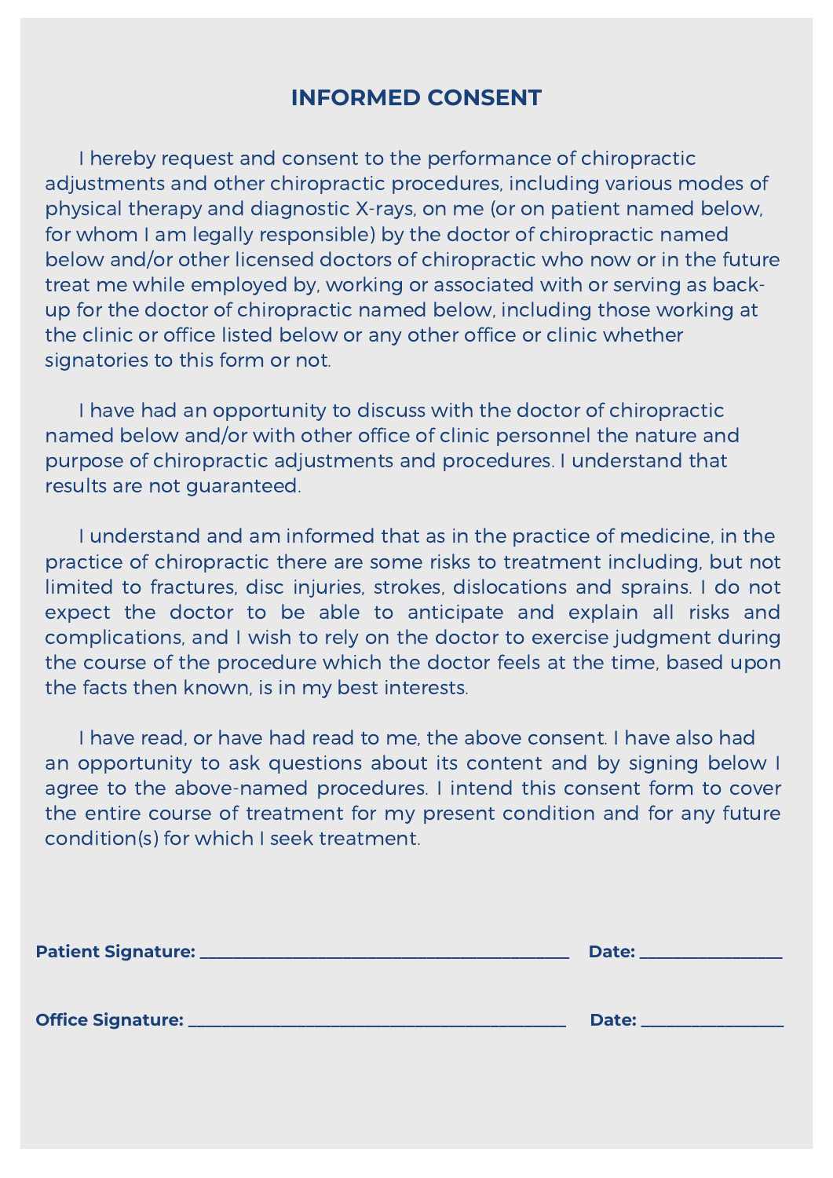# INFORMED CONSENT

I hereby request and consent to the performance of chiropractic adjustments and other chiropractic procedures, including various modes of physical therapy and diagnostic X-rays, on me (or on patient named below, for whom I am legally responsible) by the doctor of chiropractic named below and/or other licensed doctors of chiropractic who now or in the future treat me while employed by, working or associated with or serving as back-up for the doctor of chiropractic named below, including those working at the clinic or office listed below or any other office or clinic whether signatories to this form or not.

I have had an opportunity to discuss with the doctor of chiropractic named below and/or with other office of clinic personnel the nature and purpose of chiropractic adjustments and procedures. I understand that results are not guaranteed.

I understand and am informed that as in the practice of medicine, in the practice of chiropractic there are some risks to treatment including, but not limited to fractures, disc injuries, strokes, dislocations and sprains. I do not expect the doctor to be able to anticipate and explain all risks and complications, and I wish to rely on the doctor to exercise judgment during the course of the procedure which the doctor feels at the time, based upon the facts then known, is in my best interests.

I have read, or have had read to me, the above consent. I have also had an opportunity to ask questions about its content and by signing below I agree to the above-named procedures. I intend this consent form to cover the entire course of treatment for my present condition and for any future condition(s) for which I seek treatment.

**Patient Signature:** ________________________________________ **Date:** ______________

**Office Signature:** ________________________________________ **Date:** ______________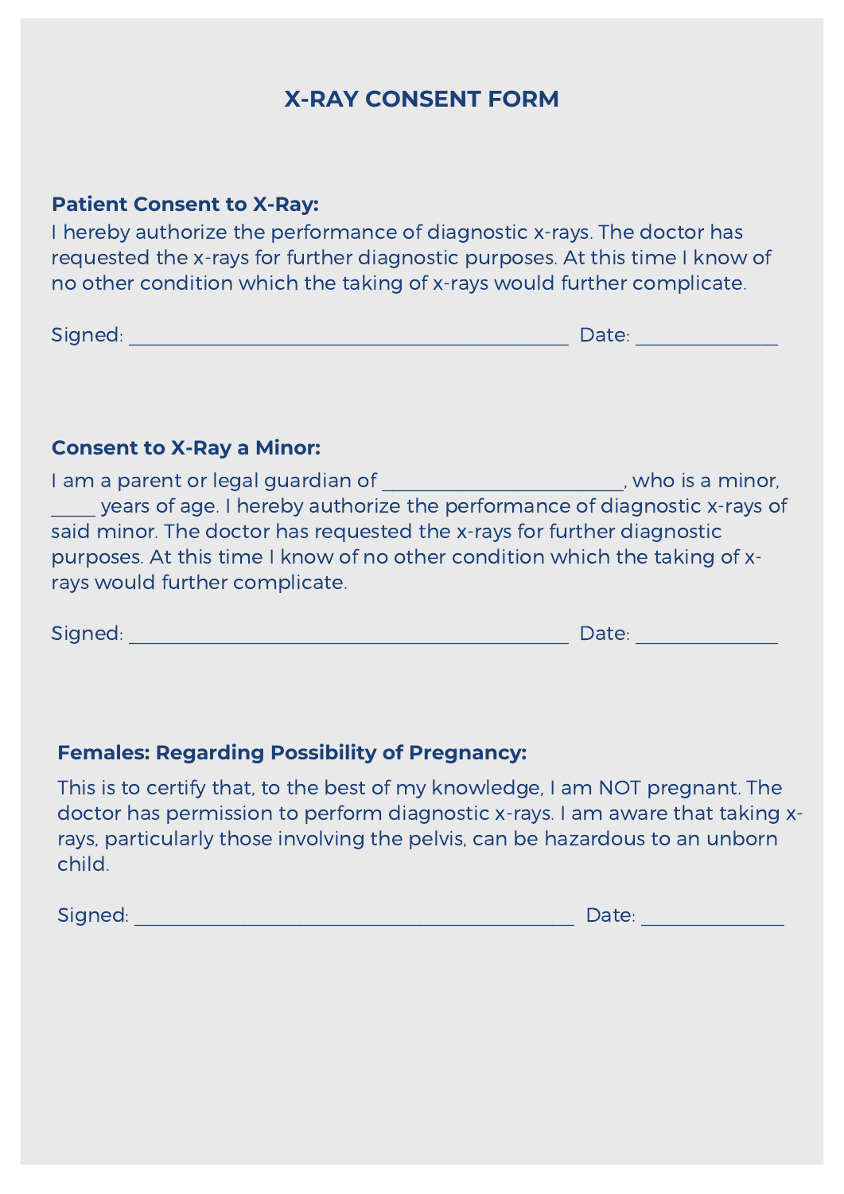# X-RAY CONSENT FORM

**Patient Consent to X-Ray:**

I hereby authorize the performance of diagnostic x-rays. The doctor has requested the x-rays for further diagnostic purposes. At this time I know of no other condition which the taking of x-rays would further complicate.

Signed: ____________________________________________ Date: ______________

**Consent to X-Ray a Minor:**

I am a parent or legal guardian of ________________________, who is a minor, _____ years of age. I hereby authorize the performance of diagnostic x-rays of said minor. The doctor has requested the x-rays for further diagnostic purposes. At this time I know of no other condition which the taking of x-rays would further complicate.

Signed: ____________________________________________ Date: ______________

**Females: Regarding Possibility of Pregnancy:**

This is to certify that, to the best of my knowledge, I am NOT pregnant. The doctor has permission to perform diagnostic x-rays. I am aware that taking x-rays, particularly those involving the pelvis, can be hazardous to an unborn child.

Signed: ____________________________________________ Date: ______________